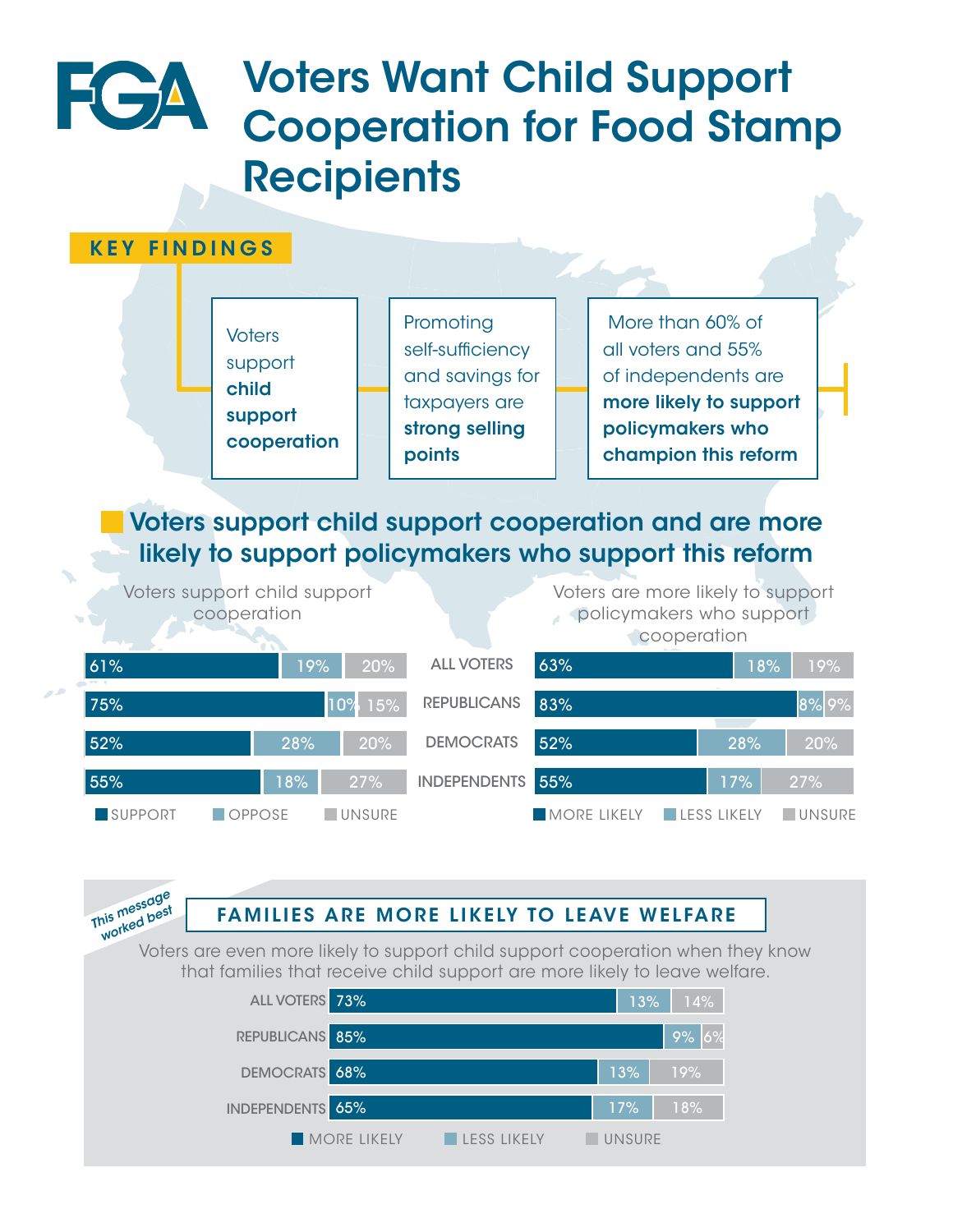FGA

# Voters Want Child Support Cooperation for Food Stamp Recipients

## KEY FINDINGS

- Voters support **child support cooperation**
- Promoting self-sufficiency and savings for taxpayers are **strong selling points**
- More than 60% of all voters and 55% of independents are **more likely to support policymakers who champion this reform**

## Voters support child support cooperation and are more likely to support policymakers who support this reform

**Voters support child support cooperation**

| | Support | Oppose | Unsure |
|---|---|---|---|
| ALL VOTERS | 61% | 19% | 20% |
| REPUBLICANS | 75% | 10% | 15% |
| DEMOCRATS | 52% | 28% | 20% |
| INDEPENDENTS | 55% | 18% | 27% |

**Voters are more likely to support policymakers who support cooperation**

| | More Likely | Less Likely | Unsure |
|---|---|---|---|
| ALL VOTERS | 63% | 18% | 19% |
| REPUBLICANS | 83% | 8% | 9% |
| DEMOCRATS | 52% | 28% | 20% |
| INDEPENDENTS | 55% | 17% | 27% |

*This message worked best*

## FAMILIES ARE MORE LIKELY TO LEAVE WELFARE

Voters are even more likely to support child support cooperation when they know that families that receive child support are more likely to leave welfare.

| | More Likely | Less Likely | Unsure |
|---|---|---|---|
| ALL VOTERS | 73% | 13% | 14% |
| REPUBLICANS | 85% | 9% | 6% |
| DEMOCRATS | 68% | 13% | 19% |
| INDEPENDENTS | 65% | 17% | 18% |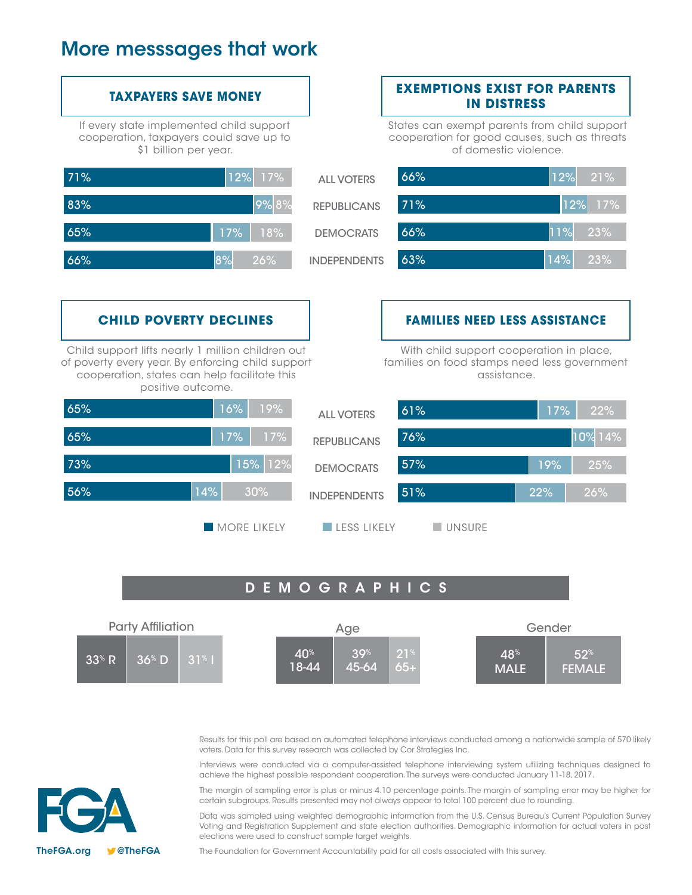# More messsages that work

## TAXPAYERS SAVE MONEY

If every state implemented child support cooperation, taxpayers could save up to $1 billion per year.

ALL VOTERS
71% 12% 17%

REPUBLICANS
83% 9% 8%

DEMOCRATS
65% 17% 18%

INDEPENDENTS
66% 8% 26%

## EXEMPTIONS EXIST FOR PARENTS IN DISTRESS

States can exempt parents from child support cooperation for good causes, such as threats of domestic violence.

ALL VOTERS
66% 12% 21%

REPUBLICANS
71% 12% 17%

DEMOCRATS
66% 11% 23%

INDEPENDENTS
63% 14% 23%

## CHILD POVERTY DECLINES

Child support lifts nearly 1 million children out of poverty every year. By enforcing child support cooperation, states can help facilitate this positive outcome.

ALL VOTERS
65% 16% 19%

REPUBLICANS
65% 17% 17%

DEMOCRATS
73% 15% 12%

INDEPENDENTS
56% 14% 30%

## FAMILIES NEED LESS ASSISTANCE

With child support cooperation in place, families on food stamps need less government assistance.

ALL VOTERS
61% 17% 22%

REPUBLICANS
76% 10% 14%

DEMOCRATS
57% 19% 25%

INDEPENDENTS
51% 22% 26%

MORE LIKELY
LESS LIKELY
UNSURE

## DEMOGRAPHICS

Party Affiliation
33% R
36% D
31% I

Age
40% 18-44
39% 45-64
21% 65+

Gender
48% MALE
52% FEMALE

Results for this poll are based on automated telephone interviews conducted among a nationwide sample of 570 likely voters. Data for this survey research was collected by Cor Strategies Inc.

Interviews were conducted via a computer-assisted telephone interviewing system utilizing techniques designed to achieve the highest possible respondent cooperation. The surveys were conducted January 11-18, 2017.

The margin of sampling error is plus or minus 4.10 percentage points. The margin of sampling error may be higher for certain subgroups. Results presented may not always appear to total 100 percent due to rounding.

Data was sampled using weighted demographic information from the U.S. Census Bureau's Current Population Survey Voting and Registration Supplement and state election authorities. Demographic information for actual voters in past elections were used to construct sample target weights.

The Foundation for Government Accountability paid for all costs associated with this survey.

FGA

TheFGA.org @TheFGA